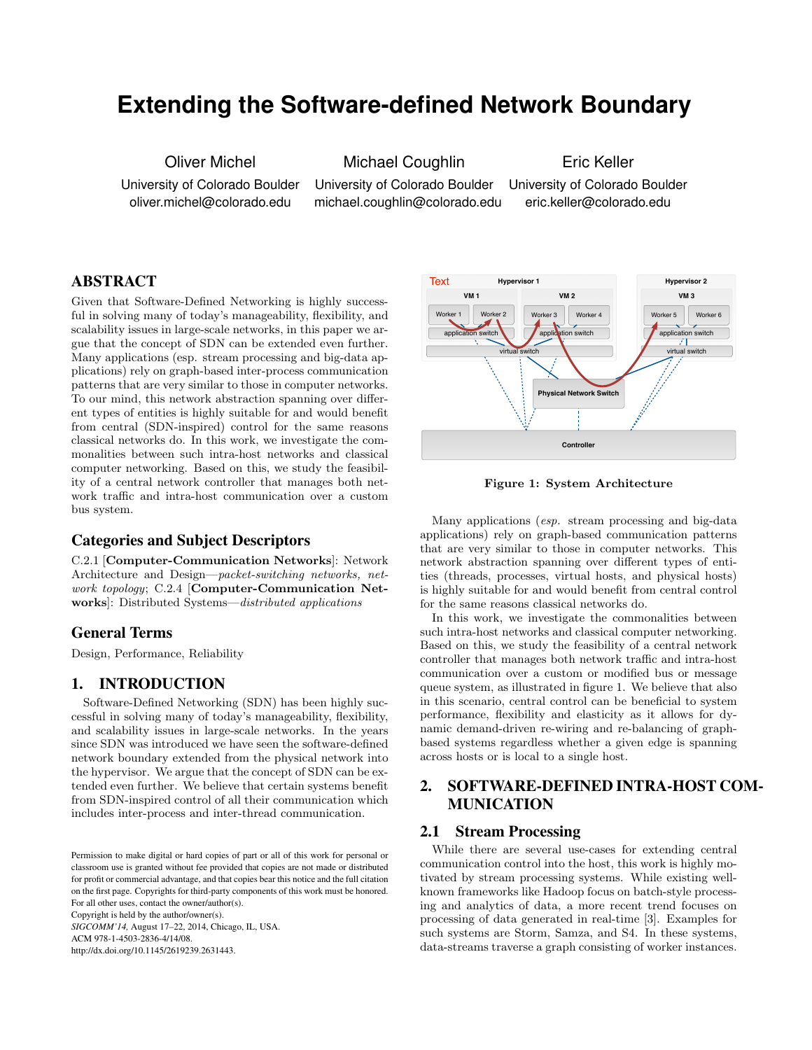# Extending the Software-defined Network Boundary

Oliver Michel
University of Colorado Boulder
oliver.michel@colorado.edu

Michael Coughlin
University of Colorado Boulder
michael.coughlin@colorado.edu

Eric Keller
University of Colorado Boulder
eric.keller@colorado.edu

## ABSTRACT

Given that Software-Defined Networking is highly successful in solving many of today's manageability, flexibility, and scalability issues in large-scale networks, in this paper we argue that the concept of SDN can be extended even further. Many applications (esp. stream processing and big-data applications) rely on graph-based inter-process communication patterns that are very similar to those in computer networks. To our mind, this network abstraction spanning over different types of entities is highly suitable for and would benefit from central (SDN-inspired) control for the same reasons classical networks do. In this work, we investigate the commonalities between such intra-host networks and classical computer networking. Based on this, we study the feasibility of a central network controller that manages both network traffic and intra-host communication over a custom bus system.

## Categories and Subject Descriptors

C.2.1 [**Computer-Communication Networks**]: Network Architecture and Design—*packet-switching networks, network topology*; C.2.4 [**Computer-Communication Networks**]: Distributed Systems—*distributed applications*

## General Terms

Design, Performance, Reliability

## 1. INTRODUCTION

Software-Defined Networking (SDN) has been highly successful in solving many of today's manageability, flexibility, and scalability issues in large-scale networks. In the years since SDN was introduced we have seen the software-defined network boundary extended from the physical network into the hypervisor. We argue that the concept of SDN can be extended even further. We believe that certain systems benefit from SDN-inspired control of all their communication which includes inter-process and inter-thread communication.

Permission to make digital or hard copies of part or all of this work for personal or classroom use is granted without fee provided that copies are not made or distributed for profit or commercial advantage, and that copies bear this notice and the full citation on the first page. Copyrights for third-party components of this work must be honored. For all other uses, contact the owner/author(s).
Copyright is held by the author/owner(s).
*SIGCOMM'14,* August 17–22, 2014, Chicago, IL, USA.
ACM 978-1-4503-2836-4/14/08.
http://dx.doi.org/10.1145/2619239.2631443.

**Figure 1: System Architecture**

Many applications (*esp.* stream processing and big-data applications) rely on graph-based communication patterns that are very similar to those in computer networks. This network abstraction spanning over different types of entities (threads, processes, virtual hosts, and physical hosts) is highly suitable for and would benefit from central control for the same reasons classical networks do.

In this work, we investigate the commonalities between such intra-host networks and classical computer networking. Based on this, we study the feasibility of a central network controller that manages both network traffic and intra-host communication over a custom or modified bus or message queue system, as illustrated in figure 1. We believe that also in this scenario, central control can be beneficial to system performance, flexibility and elasticity as it allows for dynamic demand-driven re-wiring and re-balancing of graph-based systems regardless whether a given edge is spanning across hosts or is local to a single host.

## 2. SOFTWARE-DEFINED INTRA-HOST COMMUNICATION

### 2.1 Stream Processing

While there are several use-cases for extending central communication control into the host, this work is highly motivated by stream processing systems. While existing well-known frameworks like Hadoop focus on batch-style processing and analytics of data, a more recent trend focuses on processing of data generated in real-time [3]. Examples for such systems are Storm, Samza, and S4. In these systems, data-streams traverse a graph consisting of worker instances.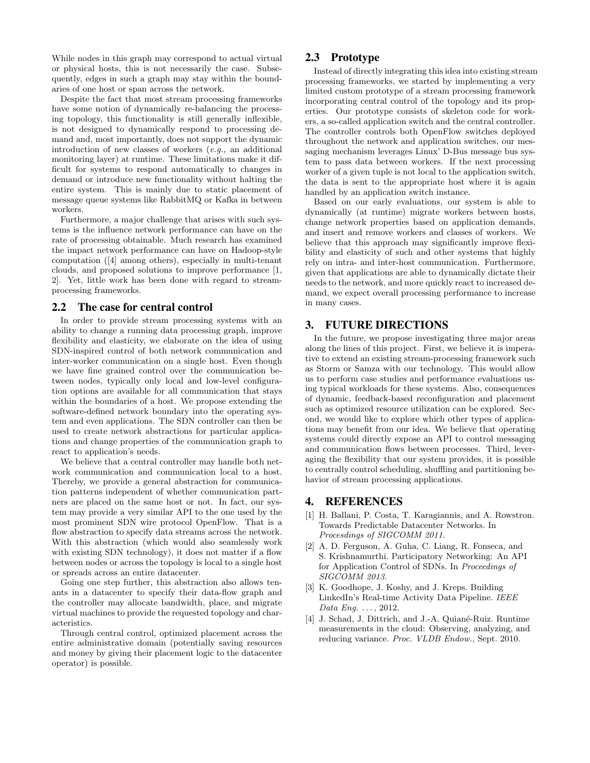While nodes in this graph may correspond to actual virtual or physical hosts, this is not necessarily the case. Subsequently, edges in such a graph may stay within the boundaries of one host or span across the network.

Despite the fact that most stream processing frameworks have some notion of dynamically re-balancing the processing topology, this functionality is still generally inflexible, is not designed to dynamically respond to processing demand and, most importantly, does not support the dynamic introduction of new classes of workers (*e.g.,* an additional monitoring layer) at runtime. These limitations make it difficult for systems to respond automatically to changes in demand or introduce new functionality without halting the entire system. This is mainly due to static placement of message queue systems like RabbitMQ or Kafka in between workers.

Furthermore, a major challenge that arises with such systems is the influence network performance can have on the rate of processing obtainable. Much research has examined the impact network performance can have on Hadoop-style computation ([4] among others), especially in multi-tenant clouds, and proposed solutions to improve performance [1, 2]. Yet, little work has been done with regard to stream-processing frameworks.

## 2.2 The case for central control

In order to provide stream processing systems with an ability to change a running data processing graph, improve flexibility and elasticity, we elaborate on the idea of using SDN-inspired control of both network communication and inter-worker communication on a single host. Even though we have fine grained control over the communication between nodes, typically only local and low-level configuration options are available for all communication that stays within the boundaries of a host. We propose extending the software-defined network boundary into the operating system and even applications. The SDN controller can then be used to create network abstractions for particular applications and change properties of the communication graph to react to application's needs.

We believe that a central controller may handle both network communication and communication local to a host. Thereby, we provide a general abstraction for communication patterns independent of whether communication partners are placed on the same host or not. In fact, our system may provide a very similar API to the one used by the most prominent SDN wire protocol OpenFlow. That is a flow abstraction to specify data streams across the network. With this abstraction (which would also seamlessly work with existing SDN technology), it does not matter if a flow between nodes or across the topology is local to a single host or spreads across an entire datacenter.

Going one step further, this abstraction also allows tenants in a datacenter to specify their data-flow graph and the controller may allocate bandwidth, place, and migrate virtual machines to provide the requested topology and characteristics.

Through central control, optimized placement across the entire administrative domain (potentially saving resources and money by giving their placement logic to the datacenter operator) is possible.

## 2.3 Prototype

Instead of directly integrating this idea into existing stream processing frameworks, we started by implementing a very limited custom prototype of a stream processing framework incorporating central control of the topology and its properties. Our prototype consists of skeleton code for workers, a so-called application switch and the central controller. The controller controls both OpenFlow switches deployed throughout the network and application switches, our messaging mechanism leverages Linux' D-Bus message bus system to pass data between workers. If the next processing worker of a given tuple is not local to the application switch, the data is sent to the appropriate host where it is again handled by an application switch instance.

Based on our early evaluations, our system is able to dynamically (at runtime) migrate workers between hosts, change network properties based on application demands, and insert and remove workers and classes of workers. We believe that this approach may significantly improve flexibility and elasticity of such and other systems that highly rely on intra- and inter-host communication. Furthermore, given that applications are able to dynamically dictate their needs to the network, and more quickly react to increased demand, we expect overall processing performance to increase in many cases.

# 3. FUTURE DIRECTIONS

In the future, we propose investigating three major areas along the lines of this project. First, we believe it is imperative to extend an existing stream-processing framework such as Storm or Samza with our technology. This would allow us to perform case studies and performance evaluations using typical workloads for these systems. Also, consequences of dynamic, feedback-based reconfiguration and placement such as optimized resource utilization can be explored. Second, we would like to explore which other types of applications may benefit from our idea. We believe that operating systems could directly expose an API to control messaging and communication flows between processes. Third, leveraging the flexibility that our system provides, it is possible to centrally control scheduling, shuffling and partitioning behavior of stream processing applications.

# 4. REFERENCES

[1] H. Ballani, P. Costa, T. Karagiannis, and A. Rowstron. Towards Predictable Datacenter Networks. In *Procesdings of SIGCOMM 2011*.

[2] A. D. Ferguson, A. Guha, C. Liang, R. Fonseca, and S. Krishnamurthi. Participatory Networking: An API for Application Control of SDNs. In *Proceedings of SIGCOMM 2013*.

[3] K. Goodhope, J. Koshy, and J. Kreps. Building LinkedIn's Real-time Activity Data Pipeline. *IEEE Data Eng. ...*, 2012.

[4] J. Schad, J. Dittrich, and J.-A. Quiané-Ruiz. Runtime measurements in the cloud: Observing, analyzing, and reducing variance. *Proc. VLDB Endow.*, Sept. 2010.